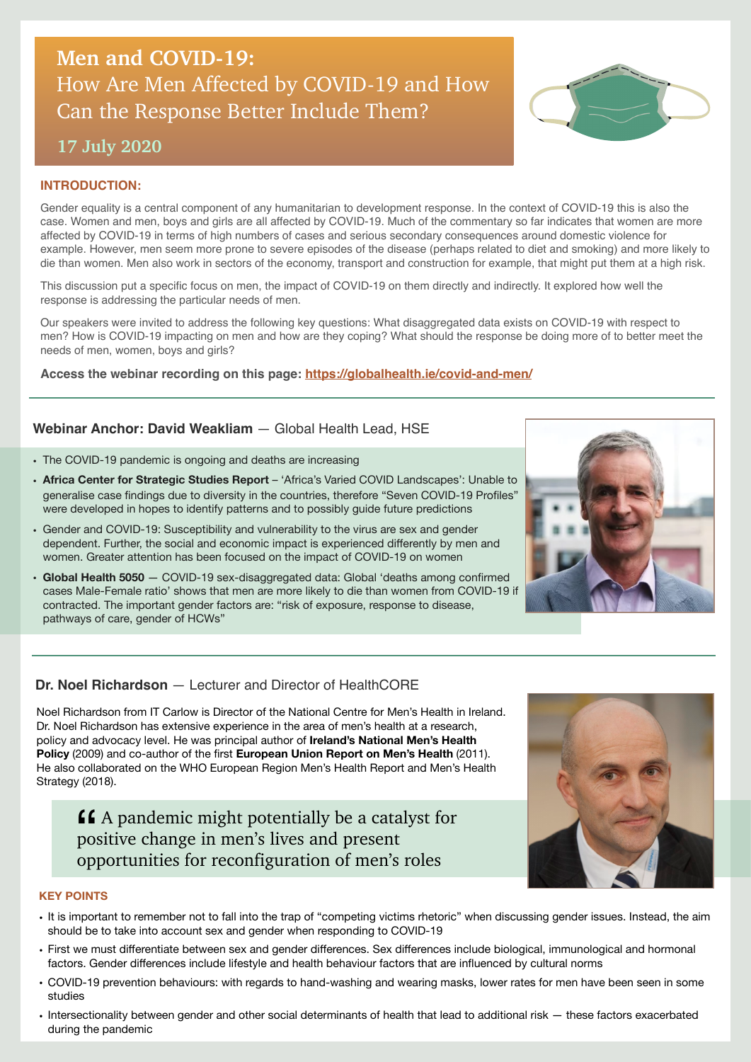# Men and COVID-19:

## How Are Men Affected by COVID-19 and How Can the Response Better Include Them?

**17 July 2020**

### INTRODUCTION:

Gender equality is a central component of any humanitarian to development response. In the context of COVID-19 this is also the case. Women and men, boys and girls are all affected by COVID-19. Much of the commentary so far indicates that women are more affected by COVID-19 in terms of high numbers of cases and serious secondary consequences around domestic violence for example. However, men seem more prone to severe episodes of the disease (perhaps related to diet and smoking) and more likely to die than women. Men also work in sectors of the economy, transport and construction for example, that might put them at a high risk.

This discussion put a specific focus on men, the impact of COVID-19 on them directly and indirectly. It explored how well the response is addressing the particular needs of men.

Our speakers were invited to address the following key questions: What disaggregated data exists on COVID-19 with respect to men? How is COVID-19 impacting on men and how are they coping? What should the response be doing more of to better meet the needs of men, women, boys and girls?

**Access the webinar recording on this page: [https://globalhealth.ie/covid-and-men/](https://globalhealth.ie/covid-and-men/)**

---

### Webinar Anchor: David Weakliam — Global Health Lead, HSE

- The COVID-19 pandemic is ongoing and deaths are increasing
- **Africa Center for Strategic Studies Report** – 'Africa's Varied COVID Landscapes': Unable to generalise case findings due to diversity in the countries, therefore "Seven COVID-19 Profiles" were developed in hopes to identify patterns and to possibly guide future predictions
- Gender and COVID-19: Susceptibility and vulnerability to the virus are sex and gender dependent. Further, the social and economic impact is experienced differently by men and women. Greater attention has been focused on the impact of COVID-19 on women
- **Global Health 5050** — COVID-19 sex-disaggregated data: Global 'deaths among confirmed cases Male-Female ratio' shows that men are more likely to die than women from COVID-19 if contracted. The important gender factors are: "risk of exposure, response to disease, pathways of care, gender of HCWs"

---

### Dr. Noel Richardson — Lecturer and Director of HealthCORE

Noel Richardson from IT Carlow is Director of the National Centre for Men's Health in Ireland. Dr. Noel Richardson has extensive experience in the area of men's health at a research, policy and advocacy level. He was principal author of **Ireland's National Men's Health Policy** (2009) and co-author of the first **European Union Report on Men's Health** (2011). He also collaborated on the WHO European Region Men's Health Report and Men's Health Strategy (2018).

> "A pandemic might potentially be a catalyst for positive change in men's lives and present opportunities for reconfiguration of men's roles

#### KEY POINTS

- It is important to remember not to fall into the trap of "competing victims rhetoric" when discussing gender issues. Instead, the aim should be to take into account sex and gender when responding to COVID-19
- First we must differentiate between sex and gender differences. Sex differences include biological, immunological and hormonal factors. Gender differences include lifestyle and health behaviour factors that are influenced by cultural norms
- COVID-19 prevention behaviours: with regards to hand-washing and wearing masks, lower rates for men have been seen in some studies
- Intersectionality between gender and other social determinants of health that lead to additional risk — these factors exacerbated during the pandemic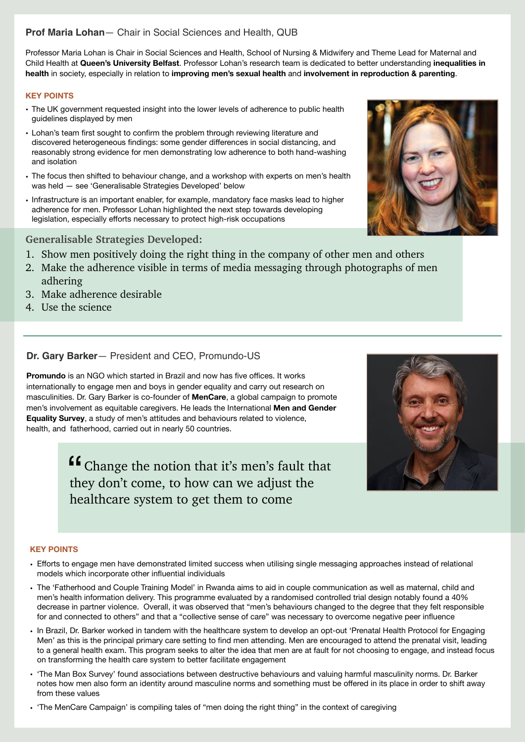## **Prof Maria Lohan**— Chair in Social Sciences and Health, QUB

Professor Maria Lohan is Chair in Social Sciences and Health, School of Nursing & Midwifery and Theme Lead for Maternal and Child Health at **Queen's University Belfast**. Professor Lohan's research team is dedicated to better understanding **inequalities in health** in society, especially in relation to **improving men's sexual health** and **involvement in reproduction & parenting**.

### KEY POINTS

- The UK government requested insight into the lower levels of adherence to public health guidelines displayed by men
- Lohan's team first sought to confirm the problem through reviewing literature and discovered heterogeneous findings: some gender differences in social distancing, and reasonably strong evidence for men demonstrating low adherence to both hand-washing and isolation
- The focus then shifted to behaviour change, and a workshop with experts on men's health was held — see 'Generalisable Strategies Developed' below
- Infrastructure is an important enabler, for example, mandatory face masks lead to higher adherence for men. Professor Lohan highlighted the next step towards developing legislation, especially efforts necessary to protect high-risk occupations

### Generalisable Strategies Developed:

1. Show men positively doing the right thing in the company of other men and others
2. Make the adherence visible in terms of media messaging through photographs of men adhering
3. Make adherence desirable
4. Use the science

---

## **Dr. Gary Barker**— President and CEO, Promundo-US

**Promundo** is an NGO which started in Brazil and now has five offices. It works internationally to engage men and boys in gender equality and carry out research on masculinities. Dr. Gary Barker is co-founder of **MenCare**, a global campaign to promote men's involvement as equitable caregivers. He leads the International **Men and Gender Equality Survey**, a study of men's attitudes and behaviours related to violence, health, and fatherhood, carried out in nearly 50 countries.

> "Change the notion that it's men's fault that they don't come, to how can we adjust the healthcare system to get them to come

### KEY POINTS

- Efforts to engage men have demonstrated limited success when utilising single messaging approaches instead of relational models which incorporate other influential individuals
- The 'Fatherhood and Couple Training Model' in Rwanda aims to aid in couple communication as well as maternal, child and men's health information delivery. This programme evaluated by a randomised controlled trial design notably found a 40% decrease in partner violence. Overall, it was observed that "men's behaviours changed to the degree that they felt responsible for and connected to others" and that a "collective sense of care" was necessary to overcome negative peer influence
- In Brazil, Dr. Barker worked in tandem with the healthcare system to develop an opt-out 'Prenatal Health Protocol for Engaging Men' as this is the principal primary care setting to find men attending. Men are encouraged to attend the prenatal visit, leading to a general health exam. This program seeks to alter the idea that men are at fault for not choosing to engage, and instead focus on transforming the health care system to better facilitate engagement
- 'The Man Box Survey' found associations between destructive behaviours and valuing harmful masculinity norms. Dr. Barker notes how men also form an identity around masculine norms and something must be offered in its place in order to shift away from these values
- 'The MenCare Campaign' is compiling tales of "men doing the right thing" in the context of caregiving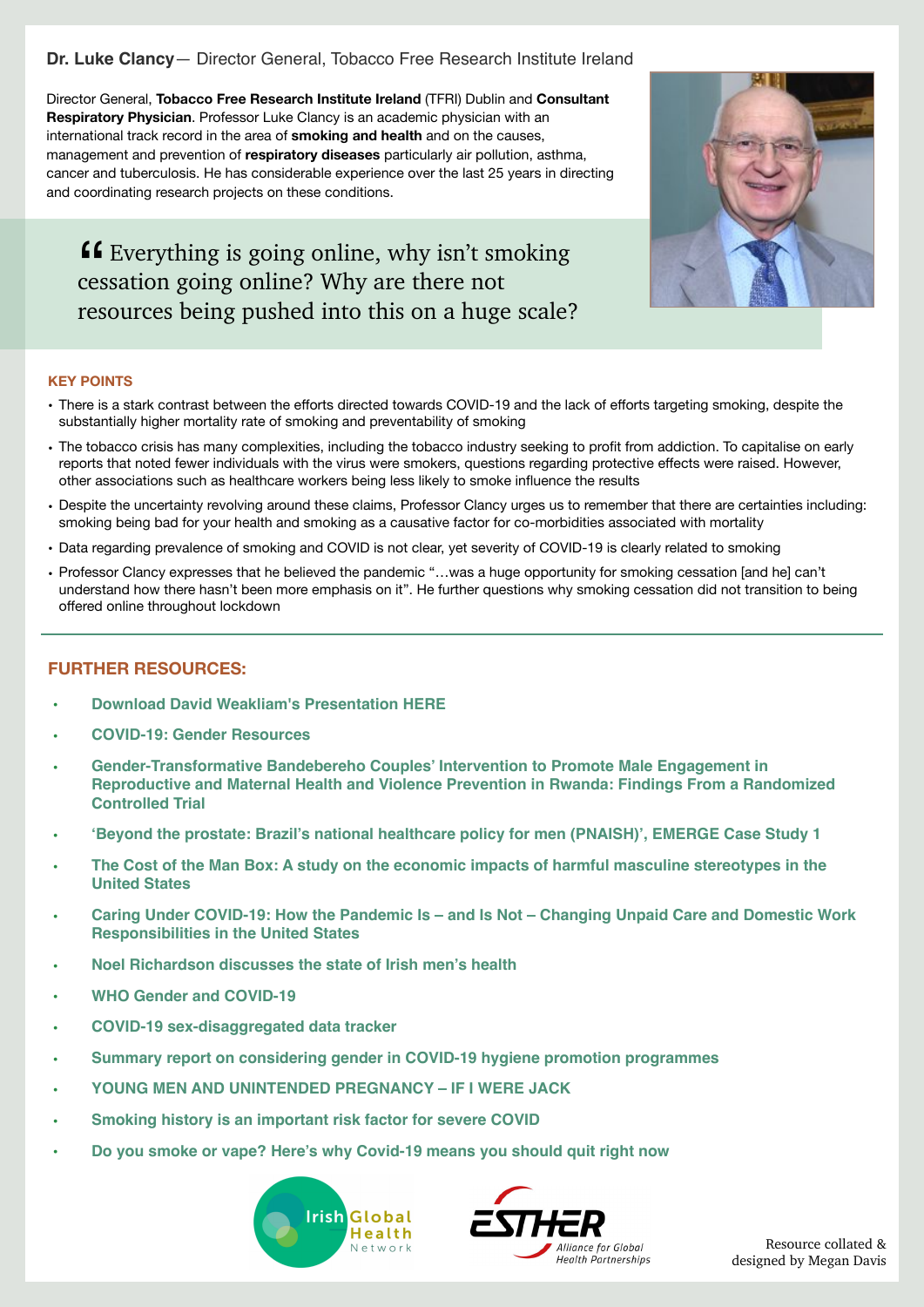**Dr. Luke Clancy**— Director General, Tobacco Free Research Institute Ireland

Director General, **Tobacco Free Research Institute Ireland** (TFRI) Dublin and **Consultant Respiratory Physician**. Professor Luke Clancy is an academic physician with an international track record in the area of **smoking and health** and on the causes, management and prevention of **respiratory diseases** particularly air pollution, asthma, cancer and tuberculosis. He has considerable experience over the last 25 years in directing and coordinating research projects on these conditions.

> “ Everything is going online, why isn’t smoking cessation going online? Why are there not resources being pushed into this on a huge scale?

**KEY POINTS**

- There is a stark contrast between the efforts directed towards COVID-19 and the lack of efforts targeting smoking, despite the substantially higher mortality rate of smoking and preventability of smoking
- The tobacco crisis has many complexities, including the tobacco industry seeking to profit from addiction. To capitalise on early reports that noted fewer individuals with the virus were smokers, questions regarding protective effects were raised. However, other associations such as healthcare workers being less likely to smoke influence the results
- Despite the uncertainty revolving around these claims, Professor Clancy urges us to remember that there are certainties including: smoking being bad for your health and smoking as a causative factor for co-morbidities associated with mortality
- Data regarding prevalence of smoking and COVID is not clear, yet severity of COVID-19 is clearly related to smoking
- Professor Clancy expresses that he believed the pandemic “…was a huge opportunity for smoking cessation [and he] can’t understand how there hasn’t been more emphasis on it”. He further questions why smoking cessation did not transition to being offered online throughout lockdown

## FURTHER RESOURCES:

- **Download David Weakliam's Presentation HERE**
- **COVID-19: Gender Resources**
- **Gender-Transformative Bandebereho Couples’ Intervention to Promote Male Engagement in Reproductive and Maternal Health and Violence Prevention in Rwanda: Findings From a Randomized Controlled Trial**
- **‘Beyond the prostate: Brazil’s national healthcare policy for men (PNAISH)’, EMERGE Case Study 1**
- **The Cost of the Man Box: A study on the economic impacts of harmful masculine stereotypes in the United States**
- **Caring Under COVID-19: How the Pandemic Is – and Is Not – Changing Unpaid Care and Domestic Work Responsibilities in the United States**
- **Noel Richardson discusses the state of Irish men’s health**
- **WHO Gender and COVID-19**
- **COVID-19 sex-disaggregated data tracker**
- **Summary report on considering gender in COVID-19 hygiene promotion programmes**
- **YOUNG MEN AND UNINTENDED PREGNANCY – IF I WERE JACK**
- **Smoking history is an important risk factor for severe COVID**
- **Do you smoke or vape? Here’s why Covid-19 means you should quit right now**

Irish Global Health Network

ESTHER Alliance for Global Health Partnerships

Resource collated & designed by Megan Davis